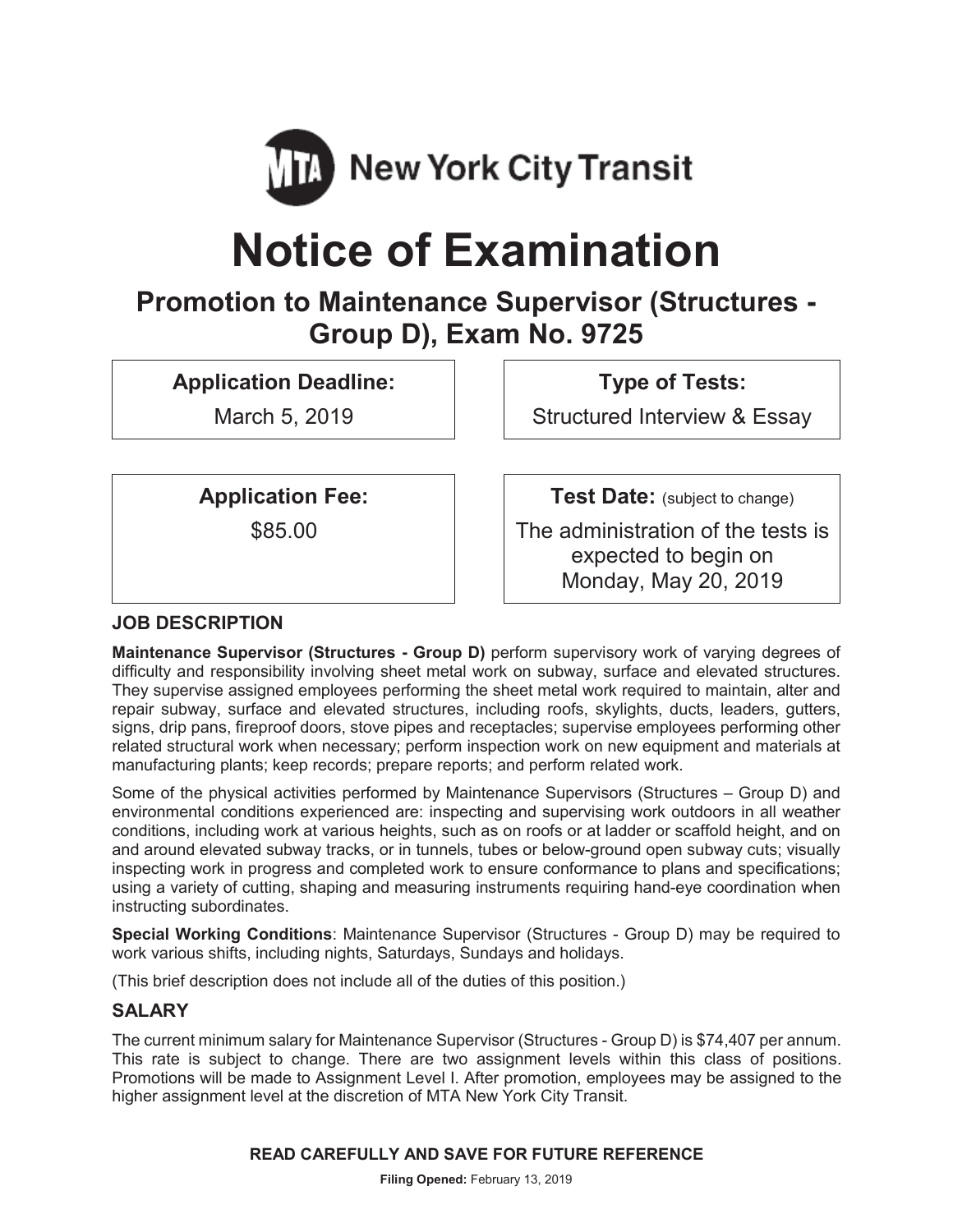MTA New York City Transit

# Notice of Examination

## Promotion to Maintenance Supervisor (Structures - Group D), Exam No. 9725

**Application Deadline:**
March 5, 2019

**Type of Tests:**
Structured Interview & Essay

**Application Fee:**
$85.00

**Test Date:** (subject to change)
The administration of the tests is expected to begin on Monday, May 20, 2019

### JOB DESCRIPTION

**Maintenance Supervisor (Structures - Group D)** perform supervisory work of varying degrees of difficulty and responsibility involving sheet metal work on subway, surface and elevated structures. They supervise assigned employees performing the sheet metal work required to maintain, alter and repair subway, surface and elevated structures, including roofs, skylights, ducts, leaders, gutters, signs, drip pans, fireproof doors, stove pipes and receptacles; supervise employees performing other related structural work when necessary; perform inspection work on new equipment and materials at manufacturing plants; keep records; prepare reports; and perform related work.

Some of the physical activities performed by Maintenance Supervisors (Structures – Group D) and environmental conditions experienced are: inspecting and supervising work outdoors in all weather conditions, including work at various heights, such as on roofs or at ladder or scaffold height, and on and around elevated subway tracks, or in tunnels, tubes or below-ground open subway cuts; visually inspecting work in progress and completed work to ensure conformance to plans and specifications; using a variety of cutting, shaping and measuring instruments requiring hand-eye coordination when instructing subordinates.

**Special Working Conditions**: Maintenance Supervisor (Structures - Group D) may be required to work various shifts, including nights, Saturdays, Sundays and holidays.

(This brief description does not include all of the duties of this position.)

### SALARY

The current minimum salary for Maintenance Supervisor (Structures - Group D) is $74,407 per annum. This rate is subject to change. There are two assignment levels within this class of positions. Promotions will be made to Assignment Level I. After promotion, employees may be assigned to the higher assignment level at the discretion of MTA New York City Transit.

**READ CAREFULLY AND SAVE FOR FUTURE REFERENCE**

**Filing Opened:** February 13, 2019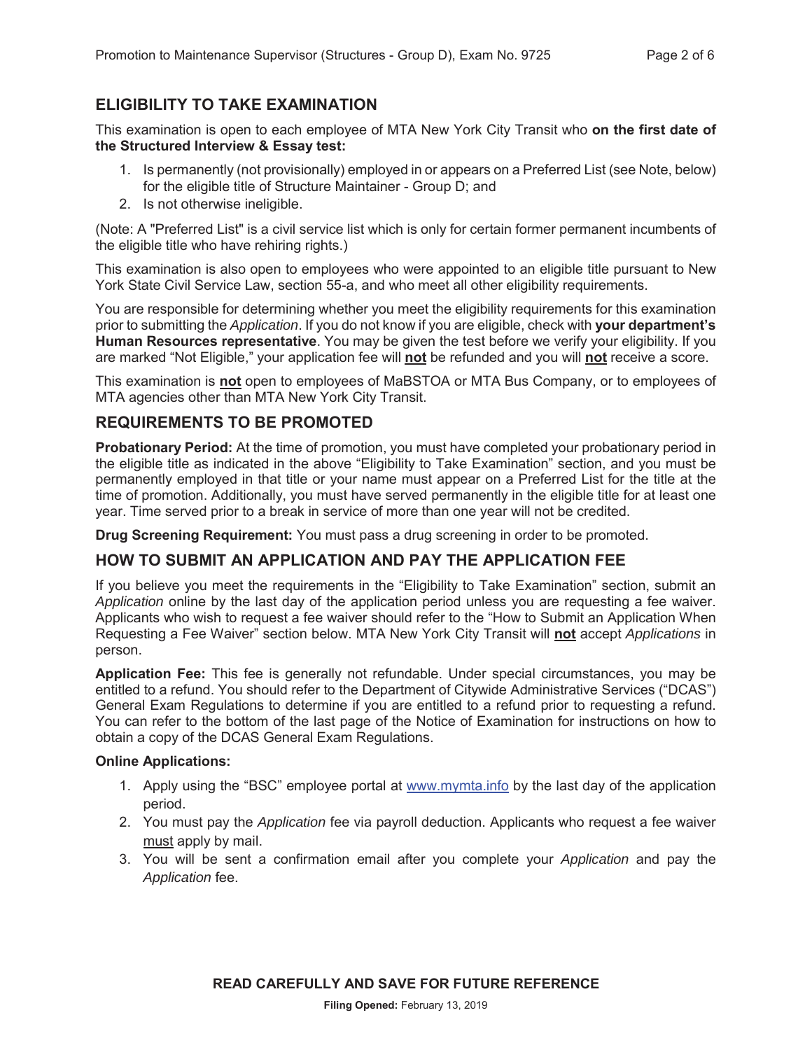## ELIGIBILITY TO TAKE EXAMINATION

This examination is open to each employee of MTA New York City Transit who **on the first date of the Structured Interview & Essay test:**

1. Is permanently (not provisionally) employed in or appears on a Preferred List (see Note, below) for the eligible title of Structure Maintainer - Group D; and
2. Is not otherwise ineligible.

(Note: A "Preferred List" is a civil service list which is only for certain former permanent incumbents of the eligible title who have rehiring rights.)

This examination is also open to employees who were appointed to an eligible title pursuant to New York State Civil Service Law, section 55-a, and who meet all other eligibility requirements.

You are responsible for determining whether you meet the eligibility requirements for this examination prior to submitting the *Application*. If you do not know if you are eligible, check with **your department's Human Resources representative**. You may be given the test before we verify your eligibility. If you are marked "Not Eligible," your application fee will **not** be refunded and you will **not** receive a score.

This examination is **not** open to employees of MaBSTOA or MTA Bus Company, or to employees of MTA agencies other than MTA New York City Transit.

## REQUIREMENTS TO BE PROMOTED

**Probationary Period:** At the time of promotion, you must have completed your probationary period in the eligible title as indicated in the above "Eligibility to Take Examination" section, and you must be permanently employed in that title or your name must appear on a Preferred List for the title at the time of promotion. Additionally, you must have served permanently in the eligible title for at least one year. Time served prior to a break in service of more than one year will not be credited.

**Drug Screening Requirement:** You must pass a drug screening in order to be promoted.

## HOW TO SUBMIT AN APPLICATION AND PAY THE APPLICATION FEE

If you believe you meet the requirements in the "Eligibility to Take Examination" section, submit an *Application* online by the last day of the application period unless you are requesting a fee waiver. Applicants who wish to request a fee waiver should refer to the "How to Submit an Application When Requesting a Fee Waiver" section below. MTA New York City Transit will **not** accept *Applications* in person.

**Application Fee:** This fee is generally not refundable. Under special circumstances, you may be entitled to a refund. You should refer to the Department of Citywide Administrative Services ("DCAS") General Exam Regulations to determine if you are entitled to a refund prior to requesting a refund. You can refer to the bottom of the last page of the Notice of Examination for instructions on how to obtain a copy of the DCAS General Exam Regulations.

**Online Applications:**

1. Apply using the "BSC" employee portal at www.mymta.info by the last day of the application period.
2. You must pay the *Application* fee via payroll deduction. Applicants who request a fee waiver must apply by mail.
3. You will be sent a confirmation email after you complete your *Application* and pay the *Application* fee.

**READ CAREFULLY AND SAVE FOR FUTURE REFERENCE**

**Filing Opened:** February 13, 2019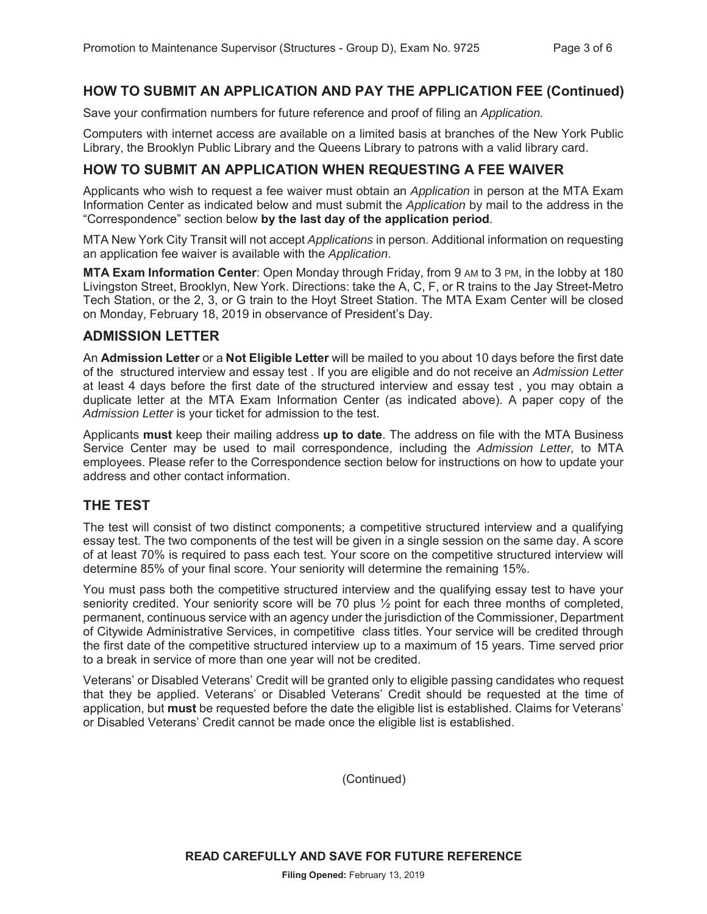## HOW TO SUBMIT AN APPLICATION AND PAY THE APPLICATION FEE (Continued)

Save your confirmation numbers for future reference and proof of filing an *Application.*

Computers with internet access are available on a limited basis at branches of the New York Public Library, the Brooklyn Public Library and the Queens Library to patrons with a valid library card.

## HOW TO SUBMIT AN APPLICATION WHEN REQUESTING A FEE WAIVER

Applicants who wish to request a fee waiver must obtain an *Application* in person at the MTA Exam Information Center as indicated below and must submit the *Application* by mail to the address in the "Correspondence" section below **by the last day of the application period**.

MTA New York City Transit will not accept *Applications* in person. Additional information on requesting an application fee waiver is available with the *Application*.

**MTA Exam Information Center**: Open Monday through Friday, from 9 AM to 3 PM, in the lobby at 180 Livingston Street, Brooklyn, New York. Directions: take the A, C, F, or R trains to the Jay Street-Metro Tech Station, or the 2, 3, or G train to the Hoyt Street Station. The MTA Exam Center will be closed on Monday, February 18, 2019 in observance of President's Day.

## ADMISSION LETTER

An **Admission Letter** or a **Not Eligible Letter** will be mailed to you about 10 days before the first date of the structured interview and essay test . If you are eligible and do not receive an *Admission Letter* at least 4 days before the first date of the structured interview and essay test , you may obtain a duplicate letter at the MTA Exam Information Center (as indicated above). A paper copy of the *Admission Letter* is your ticket for admission to the test.

Applicants **must** keep their mailing address **up to date**. The address on file with the MTA Business Service Center may be used to mail correspondence, including the *Admission Letter,* to MTA employees. Please refer to the Correspondence section below for instructions on how to update your address and other contact information.

## THE TEST

The test will consist of two distinct components; a competitive structured interview and a qualifying essay test. The two components of the test will be given in a single session on the same day. A score of at least 70% is required to pass each test. Your score on the competitive structured interview will determine 85% of your final score. Your seniority will determine the remaining 15%.

You must pass both the competitive structured interview and the qualifying essay test to have your seniority credited. Your seniority score will be 70 plus ½ point for each three months of completed, permanent, continuous service with an agency under the jurisdiction of the Commissioner, Department of Citywide Administrative Services, in competitive class titles. Your service will be credited through the first date of the competitive structured interview up to a maximum of 15 years. Time served prior to a break in service of more than one year will not be credited.

Veterans' or Disabled Veterans' Credit will be granted only to eligible passing candidates who request that they be applied. Veterans' or Disabled Veterans' Credit should be requested at the time of application, but **must** be requested before the date the eligible list is established. Claims for Veterans' or Disabled Veterans' Credit cannot be made once the eligible list is established.

(Continued)

**READ CAREFULLY AND SAVE FOR FUTURE REFERENCE**

**Filing Opened:** February 13, 2019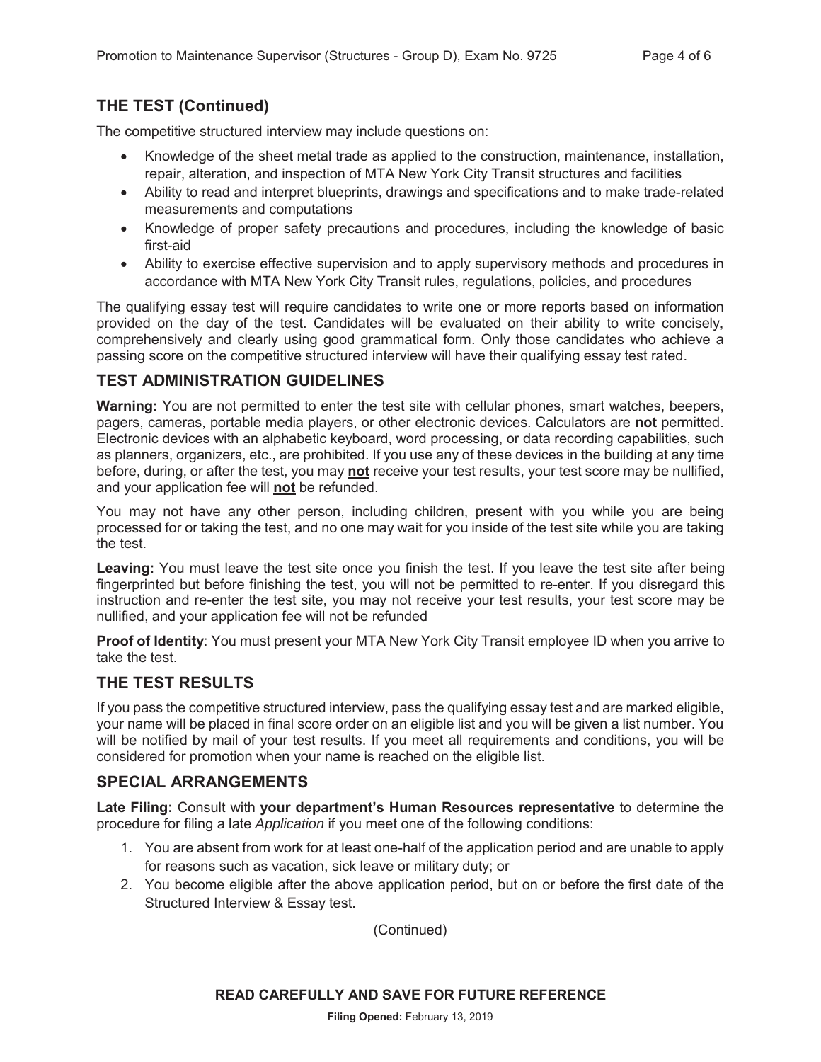## THE TEST (Continued)

The competitive structured interview may include questions on:

- Knowledge of the sheet metal trade as applied to the construction, maintenance, installation, repair, alteration, and inspection of MTA New York City Transit structures and facilities
- Ability to read and interpret blueprints, drawings and specifications and to make trade-related measurements and computations
- Knowledge of proper safety precautions and procedures, including the knowledge of basic first-aid
- Ability to exercise effective supervision and to apply supervisory methods and procedures in accordance with MTA New York City Transit rules, regulations, policies, and procedures

The qualifying essay test will require candidates to write one or more reports based on information provided on the day of the test. Candidates will be evaluated on their ability to write concisely, comprehensively and clearly using good grammatical form. Only those candidates who achieve a passing score on the competitive structured interview will have their qualifying essay test rated.

## TEST ADMINISTRATION GUIDELINES

**Warning:** You are not permitted to enter the test site with cellular phones, smart watches, beepers, pagers, cameras, portable media players, or other electronic devices. Calculators are **not** permitted. Electronic devices with an alphabetic keyboard, word processing, or data recording capabilities, such as planners, organizers, etc., are prohibited. If you use any of these devices in the building at any time before, during, or after the test, you may **not** receive your test results, your test score may be nullified, and your application fee will **not** be refunded.

You may not have any other person, including children, present with you while you are being processed for or taking the test, and no one may wait for you inside of the test site while you are taking the test.

**Leaving:** You must leave the test site once you finish the test. If you leave the test site after being fingerprinted but before finishing the test, you will not be permitted to re-enter. If you disregard this instruction and re-enter the test site, you may not receive your test results, your test score may be nullified, and your application fee will not be refunded

**Proof of Identity**: You must present your MTA New York City Transit employee ID when you arrive to take the test.

## THE TEST RESULTS

If you pass the competitive structured interview, pass the qualifying essay test and are marked eligible, your name will be placed in final score order on an eligible list and you will be given a list number. You will be notified by mail of your test results. If you meet all requirements and conditions, you will be considered for promotion when your name is reached on the eligible list.

## SPECIAL ARRANGEMENTS

**Late Filing:** Consult with **your department's Human Resources representative** to determine the procedure for filing a late *Application* if you meet one of the following conditions:

1. You are absent from work for at least one-half of the application period and are unable to apply for reasons such as vacation, sick leave or military duty; or
2. You become eligible after the above application period, but on or before the first date of the Structured Interview & Essay test.

(Continued)

**READ CAREFULLY AND SAVE FOR FUTURE REFERENCE**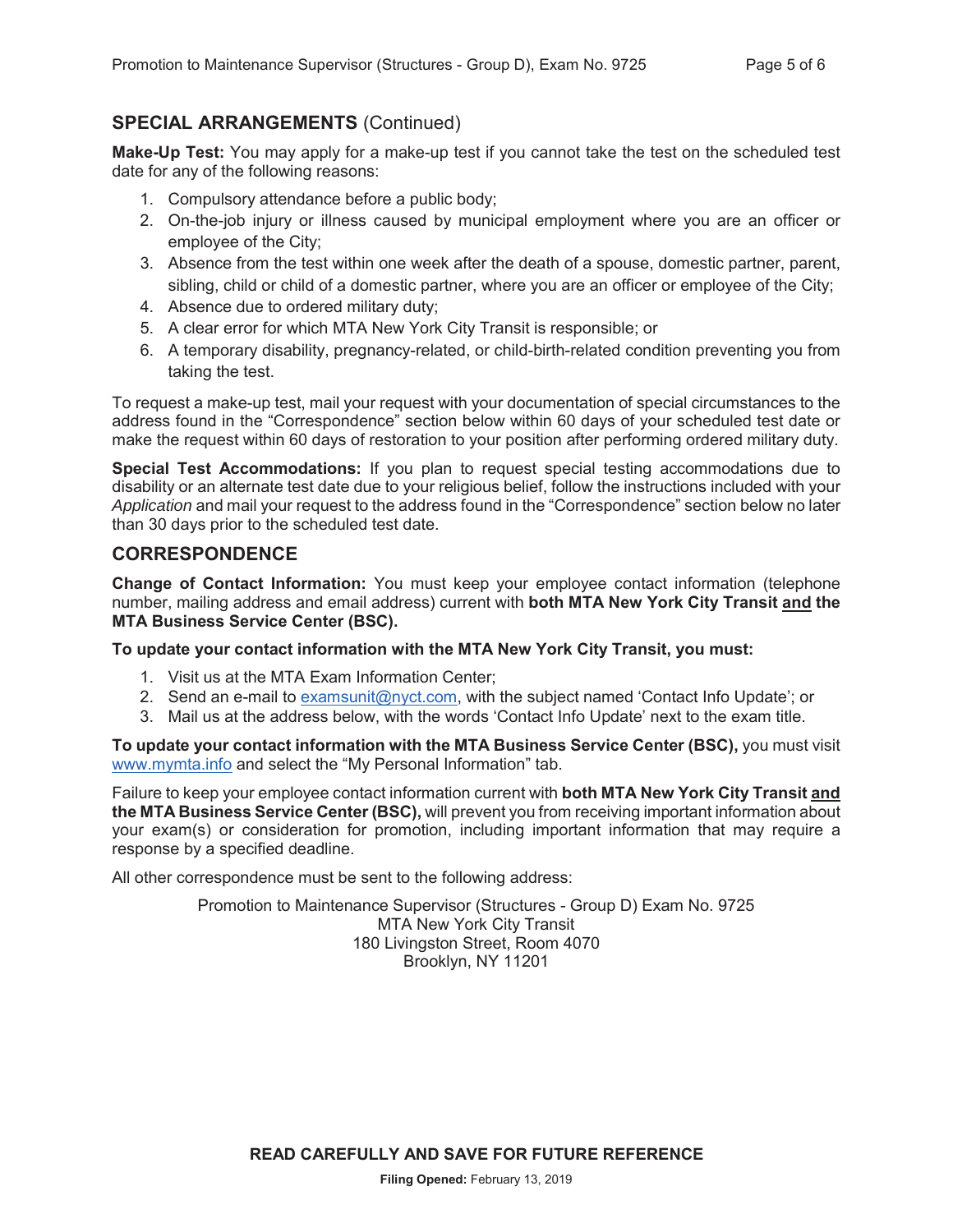## SPECIAL ARRANGEMENTS (Continued)

**Make-Up Test:** You may apply for a make-up test if you cannot take the test on the scheduled test date for any of the following reasons:

1. Compulsory attendance before a public body;
2. On-the-job injury or illness caused by municipal employment where you are an officer or employee of the City;
3. Absence from the test within one week after the death of a spouse, domestic partner, parent, sibling, child or child of a domestic partner, where you are an officer or employee of the City;
4. Absence due to ordered military duty;
5. A clear error for which MTA New York City Transit is responsible; or
6. A temporary disability, pregnancy-related, or child-birth-related condition preventing you from taking the test.

To request a make-up test, mail your request with your documentation of special circumstances to the address found in the "Correspondence" section below within 60 days of your scheduled test date or make the request within 60 days of restoration to your position after performing ordered military duty.

**Special Test Accommodations:** If you plan to request special testing accommodations due to disability or an alternate test date due to your religious belief, follow the instructions included with your *Application* and mail your request to the address found in the "Correspondence" section below no later than 30 days prior to the scheduled test date.

## CORRESPONDENCE

**Change of Contact Information:** You must keep your employee contact information (telephone number, mailing address and email address) current with **both MTA New York City Transit <u>and</u> the MTA Business Service Center (BSC).**

**To update your contact information with the MTA New York City Transit, you must:**

1. Visit us at the MTA Exam Information Center;
2. Send an e-mail to examsunit@nyct.com, with the subject named 'Contact Info Update'; or
3. Mail us at the address below, with the words 'Contact Info Update' next to the exam title.

**To update your contact information with the MTA Business Service Center (BSC),** you must visit www.mymta.info and select the "My Personal Information" tab.

Failure to keep your employee contact information current with **both MTA New York City Transit <u>and</u> the MTA Business Service Center (BSC),** will prevent you from receiving important information about your exam(s) or consideration for promotion, including important information that may require a response by a specified deadline.

All other correspondence must be sent to the following address:

Promotion to Maintenance Supervisor (Structures - Group D) Exam No. 9725
MTA New York City Transit
180 Livingston Street, Room 4070
Brooklyn, NY 11201

**READ CAREFULLY AND SAVE FOR FUTURE REFERENCE**

**Filing Opened:** February 13, 2019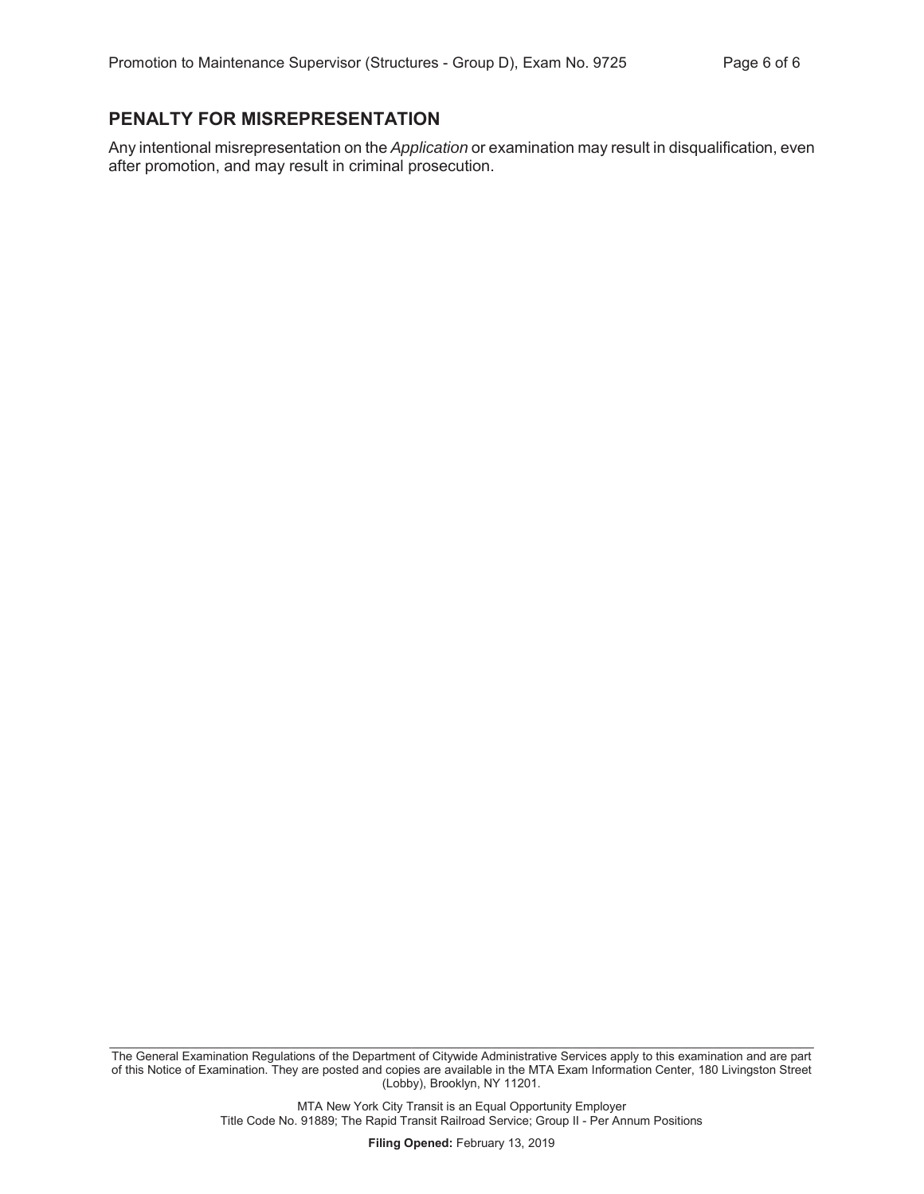## PENALTY FOR MISREPRESENTATION

Any intentional misrepresentation on the *Application* or examination may result in disqualification, even after promotion, and may result in criminal prosecution.

The General Examination Regulations of the Department of Citywide Administrative Services apply to this examination and are part of this Notice of Examination. They are posted and copies are available in the MTA Exam Information Center, 180 Livingston Street (Lobby), Brooklyn, NY 11201.

MTA New York City Transit is an Equal Opportunity Employer
Title Code No. 91889; The Rapid Transit Railroad Service; Group II - Per Annum Positions

**Filing Opened:** February 13, 2019